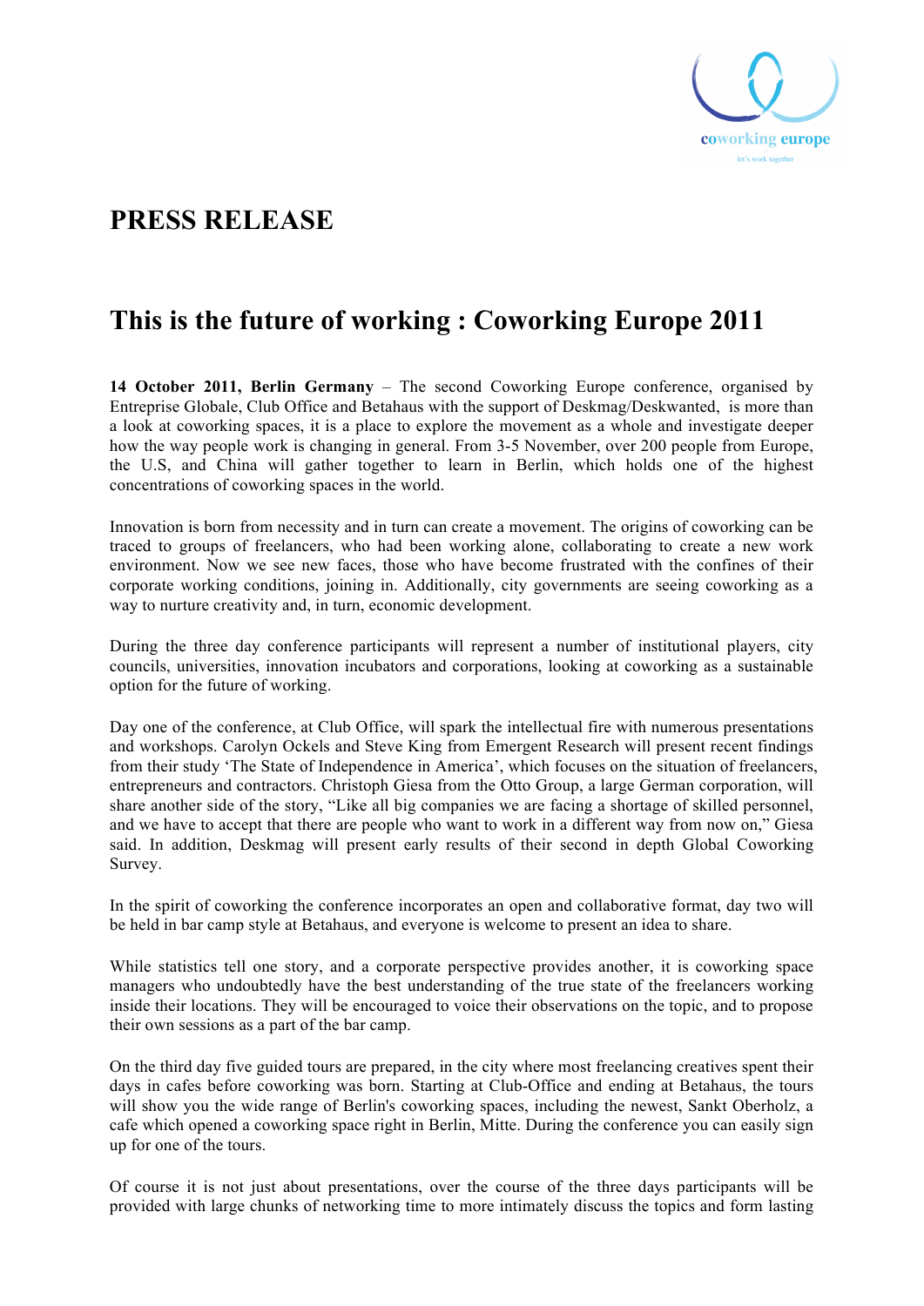# PRESS RELEASE

## This is the future of working : Coworking Europe 2011

**14 October 2011, Berlin Germany** – The second Coworking Europe conference, organised by Entreprise Globale, Club Office and Betahaus with the support of Deskmag/Deskwanted, is more than a look at coworking spaces, it is a place to explore the movement as a whole and investigate deeper how the way people work is changing in general. From 3-5 November, over 200 people from Europe, the U.S, and China will gather together to learn in Berlin, which holds one of the highest concentrations of coworking spaces in the world.

Innovation is born from necessity and in turn can create a movement. The origins of coworking can be traced to groups of freelancers, who had been working alone, collaborating to create a new work environment. Now we see new faces, those who have become frustrated with the confines of their corporate working conditions, joining in. Additionally, city governments are seeing coworking as a way to nurture creativity and, in turn, economic development.

During the three day conference participants will represent a number of institutional players, city councils, universities, innovation incubators and corporations, looking at coworking as a sustainable option for the future of working.

Day one of the conference, at Club Office, will spark the intellectual fire with numerous presentations and workshops. Carolyn Ockels and Steve King from Emergent Research will present recent findings from their study 'The State of Independence in America', which focuses on the situation of freelancers, entrepreneurs and contractors. Christoph Giesa from the Otto Group, a large German corporation, will share another side of the story, "Like all big companies we are facing a shortage of skilled personnel, and we have to accept that there are people who want to work in a different way from now on," Giesa said. In addition, Deskmag will present early results of their second in depth Global Coworking Survey.

In the spirit of coworking the conference incorporates an open and collaborative format, day two will be held in bar camp style at Betahaus, and everyone is welcome to present an idea to share.

While statistics tell one story, and a corporate perspective provides another, it is coworking space managers who undoubtedly have the best understanding of the true state of the freelancers working inside their locations. They will be encouraged to voice their observations on the topic, and to propose their own sessions as a part of the bar camp.

On the third day five guided tours are prepared, in the city where most freelancing creatives spent their days in cafes before coworking was born. Starting at Club-Office and ending at Betahaus, the tours will show you the wide range of Berlin's coworking spaces, including the newest, Sankt Oberholz, a cafe which opened a coworking space right in Berlin, Mitte. During the conference you can easily sign up for one of the tours.

Of course it is not just about presentations, over the course of the three days participants will be provided with large chunks of networking time to more intimately discuss the topics and form lasting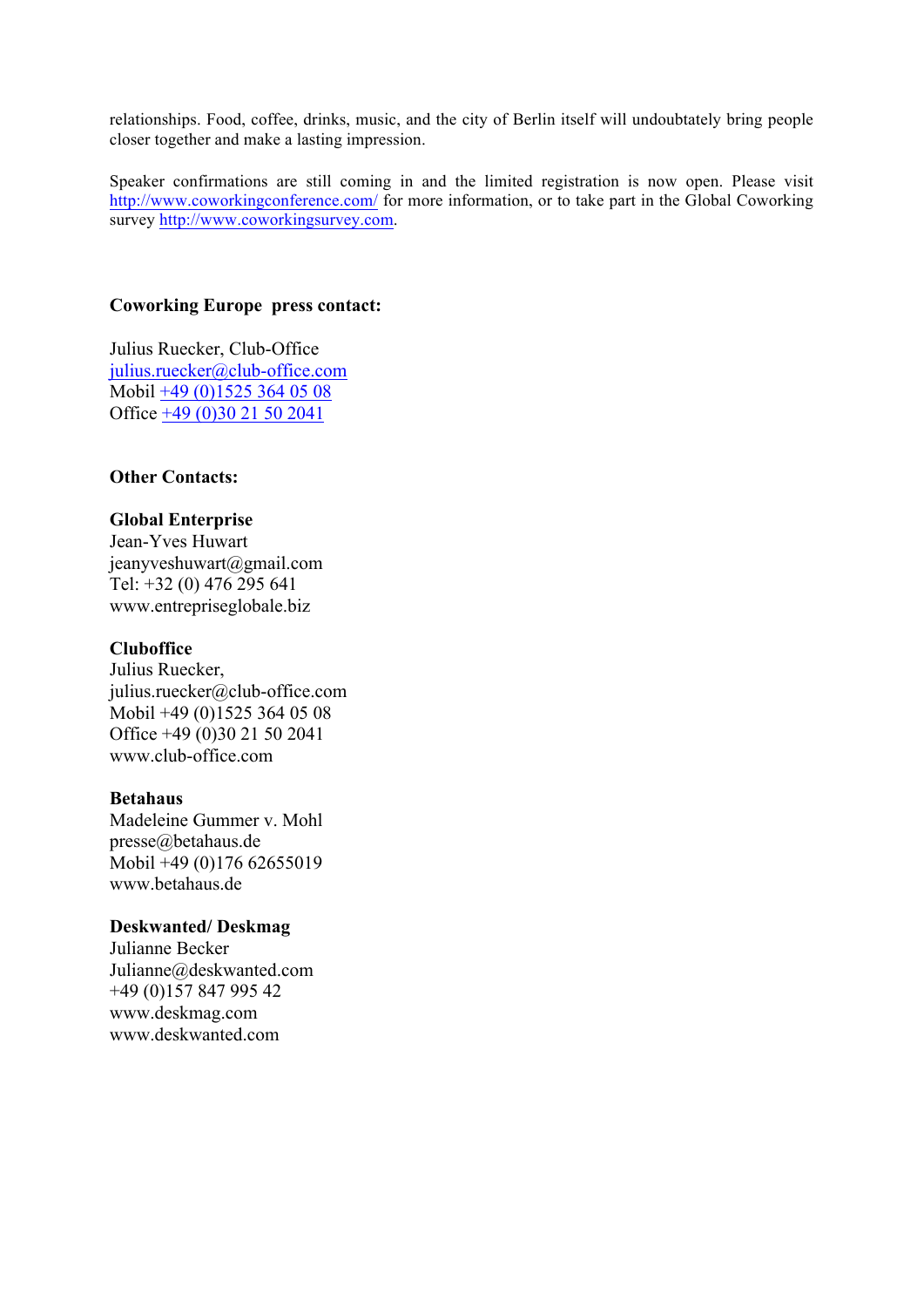relationships. Food, coffee, drinks, music, and the city of Berlin itself will undoubtately bring people closer together and make a lasting impression.

Speaker confirmations are still coming in and the limited registration is now open. Please visit http://www.coworkingconference.com/ for more information, or to take part in the Global Coworking survey http://www.coworkingsurvey.com.

**Coworking Europe press contact:**

Julius Ruecker, Club-Office
julius.ruecker@club-office.com
Mobil +49 (0)1525 364 05 08
Office +49 (0)30 21 50 2041

**Other Contacts:**

**Global Enterprise**
Jean-Yves Huwart
jeanyveshuwart@gmail.com
Tel: +32 (0) 476 295 641
www.entrepriseglobale.biz

**Cluboffice**
Julius Ruecker,
julius.ruecker@club-office.com
Mobil +49 (0)1525 364 05 08
Office +49 (0)30 21 50 2041
www.club-office.com

**Betahaus**
Madeleine Gummer v. Mohl
presse@betahaus.de
Mobil +49 (0)176 62655019
www.betahaus.de

**Deskwanted/ Deskmag**
Julianne Becker
Julianne@deskwanted.com
+49 (0)157 847 995 42
www.deskmag.com
www.deskwanted.com